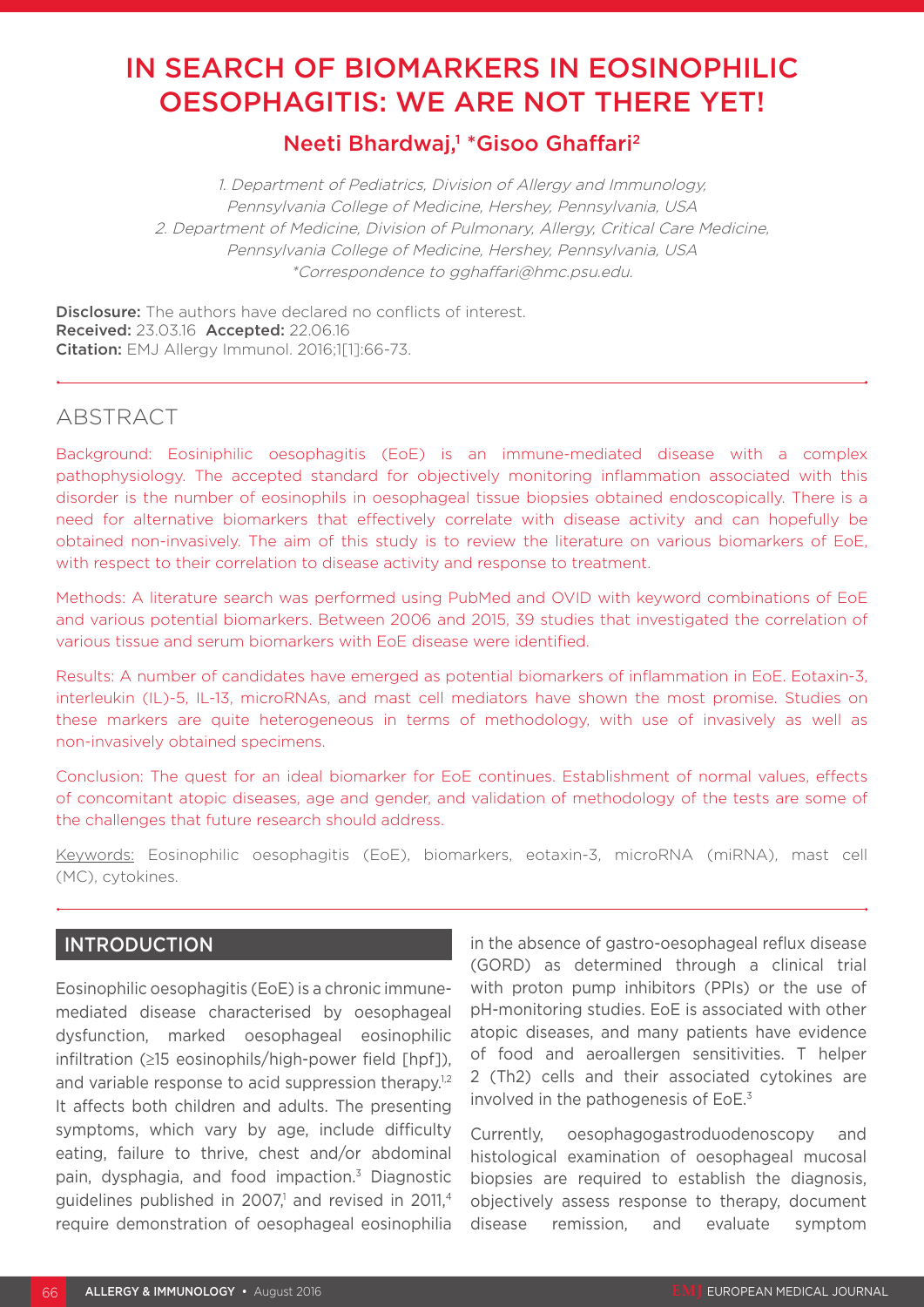# IN SEARCH OF BIOMARKERS IN EOSINOPHILIC OESOPHAGITIS: WE ARE NOT THERE YET!

**Neeti Bhardwaj,[1] *Gisoo Ghaffari[2]**

1. Department of Pediatrics, Division of Allergy and Immunology, Pennsylvania College of Medicine, Hershey, Pennsylvania, USA
2. Department of Medicine, Division of Pulmonary, Allergy, Critical Care Medicine, Pennsylvania College of Medicine, Hershey, Pennsylvania, USA
*Correspondence to gghaffari@hmc.psu.edu.

**Disclosure:** The authors have declared no conflicts of interest.
**Received:** 23.03.16 **Accepted:** 22.06.16
**Citation:** EMJ Allergy Immunol. 2016;1[1]:66-73.

## ABSTRACT

Background: Eosiniphilic oesophagitis (EoE) is an immune-mediated disease with a complex pathophysiology. The accepted standard for objectively monitoring inflammation associated with this disorder is the number of eosinophils in oesophageal tissue biopsies obtained endoscopically. There is a need for alternative biomarkers that effectively correlate with disease activity and can hopefully be obtained non-invasively. The aim of this study is to review the literature on various biomarkers of EoE, with respect to their correlation to disease activity and response to treatment.

Methods: A literature search was performed using PubMed and OVID with keyword combinations of EoE and various potential biomarkers. Between 2006 and 2015, 39 studies that investigated the correlation of various tissue and serum biomarkers with EoE disease were identified.

Results: A number of candidates have emerged as potential biomarkers of inflammation in EoE. Eotaxin-3, interleukin (IL)-5, IL-13, microRNAs, and mast cell mediators have shown the most promise. Studies on these markers are quite heterogeneous in terms of methodology, with use of invasively as well as non-invasively obtained specimens.

Conclusion: The quest for an ideal biomarker for EoE continues. Establishment of normal values, effects of concomitant atopic diseases, age and gender, and validation of methodology of the tests are some of the challenges that future research should address.

Keywords: Eosinophilic oesophagitis (EoE), biomarkers, eotaxin-3, microRNA (miRNA), mast cell (MC), cytokines.

## INTRODUCTION

Eosinophilic oesophagitis (EoE) is a chronic immune-mediated disease characterised by oesophageal dysfunction, marked oesophageal eosinophilic infiltration (≥15 eosinophils/high-power field [hpf]), and variable response to acid suppression therapy.[1,2] It affects both children and adults. The presenting symptoms, which vary by age, include difficulty eating, failure to thrive, chest and/or abdominal pain, dysphagia, and food impaction.[3] Diagnostic guidelines published in 2007,[1] and revised in 2011,[4] require demonstration of oesophageal eosinophilia in the absence of gastro-oesophageal reflux disease (GORD) as determined through a clinical trial with proton pump inhibitors (PPIs) or the use of pH-monitoring studies. EoE is associated with other atopic diseases, and many patients have evidence of food and aeroallergen sensitivities. T helper 2 (Th2) cells and their associated cytokines are involved in the pathogenesis of EoE.[3]

Currently, oesophagogastroduodenoscopy and histological examination of oesophageal mucosal biopsies are required to establish the diagnosis, objectively assess response to therapy, document disease remission, and evaluate symptom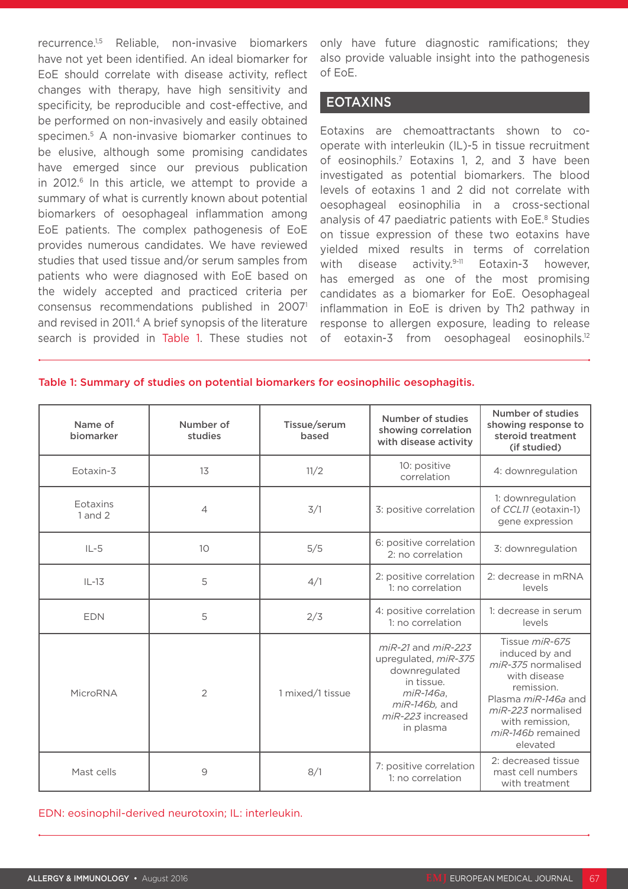recurrence.[1,5] Reliable, non-invasive biomarkers have not yet been identified. An ideal biomarker for EoE should correlate with disease activity, reflect changes with therapy, have high sensitivity and specificity, be reproducible and cost-effective, and be performed on non-invasively and easily obtained specimen.[5] A non-invasive biomarker continues to be elusive, although some promising candidates have emerged since our previous publication in 2012.[6] In this article, we attempt to provide a summary of what is currently known about potential biomarkers of oesophageal inflammation among EoE patients. The complex pathogenesis of EoE provides numerous candidates. We have reviewed studies that used tissue and/or serum samples from patients who were diagnosed with EoE based on the widely accepted and practiced criteria per consensus recommendations published in 2007[1] and revised in 2011.[4] A brief synopsis of the literature search is provided in Table 1. These studies not only have future diagnostic ramifications; they also provide valuable insight into the pathogenesis of EoE.

## EOTAXINS

Eotaxins are chemoattractants shown to co-operate with interleukin (IL)-5 in tissue recruitment of eosinophils.[7] Eotaxins 1, 2, and 3 have been investigated as potential biomarkers. The blood levels of eotaxins 1 and 2 did not correlate with oesophageal eosinophilia in a cross-sectional analysis of 47 paediatric patients with EoE.[8] Studies on tissue expression of these two eotaxins have yielded mixed results in terms of correlation with disease activity.[9-11] Eotaxin-3 however, has emerged as one of the most promising candidates as a biomarker for EoE. Oesophageal inflammation in EoE is driven by Th2 pathway in response to allergen exposure, leading to release of eotaxin-3 from oesophageal eosinophils.[12]

Table 1: Summary of studies on potential biomarkers for eosinophilic oesophagitis.

| Name of biomarker | Number of studies | Tissue/serum based | Number of studies showing correlation with disease activity | Number of studies showing response to steroid treatment (if studied) |
|---|---|---|---|---|
| Eotaxin-3 | 13 | 11/2 | 10: positive correlation | 4: downregulation |
| Eotaxins 1 and 2 | 4 | 3/1 | 3: positive correlation | 1: downregulation of *CCL11* (eotaxin-1) gene expression |
| IL-5 | 10 | 5/5 | 6: positive correlation<br>2: no correlation | 3: downregulation |
| IL-13 | 5 | 4/1 | 2: positive correlation<br>1: no correlation | 2: decrease in mRNA levels |
| EDN | 5 | 2/3 | 4: positive correlation<br>1: no correlation | 1: decrease in serum levels |
| MicroRNA | 2 | 1 mixed/1 tissue | *miR-21* and *miR-223* upregulated, *miR-375* downregulated in tissue. *miR-146a*, *miR-146b*, and *miR-223* increased in plasma | Tissue *miR-675* induced by and *miR-375* normalised with disease remission. Plasma *miR-146a* and *miR-223* normalised with remission, *miR-146b* remained elevated |
| Mast cells | 9 | 8/1 | 7: positive correlation<br>1: no correlation | 2: decreased tissue mast cell numbers with treatment |

EDN: eosinophil-derived neurotoxin; IL: interleukin.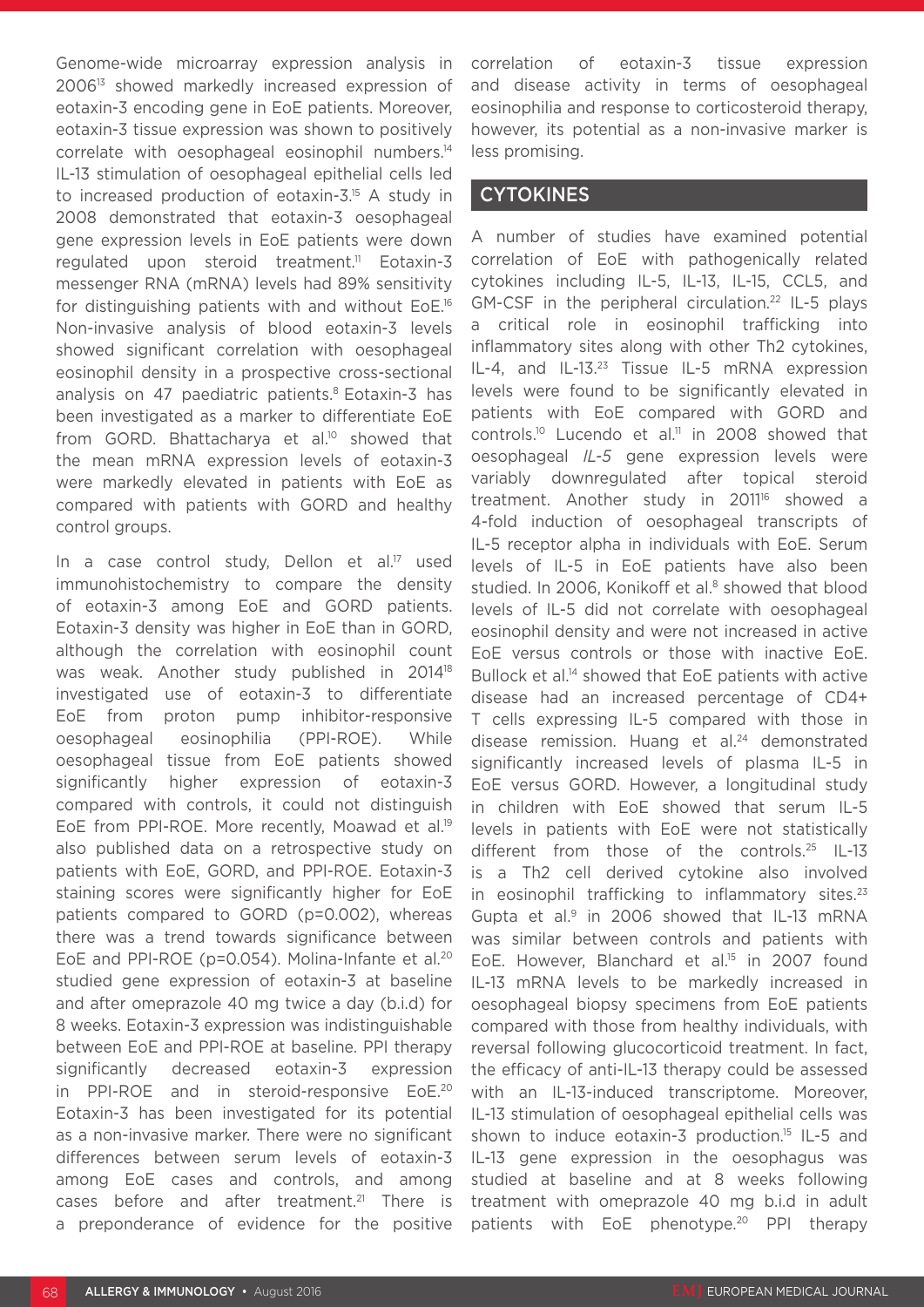Genome-wide microarray expression analysis in 2006[13] showed markedly increased expression of eotaxin-3 encoding gene in EoE patients. Moreover, eotaxin-3 tissue expression was shown to positively correlate with oesophageal eosinophil numbers.[14] IL-13 stimulation of oesophageal epithelial cells led to increased production of eotaxin-3.[15] A study in 2008 demonstrated that eotaxin-3 oesophageal gene expression levels in EoE patients were down regulated upon steroid treatment.[11] Eotaxin-3 messenger RNA (mRNA) levels had 89% sensitivity for distinguishing patients with and without EoE.[16] Non-invasive analysis of blood eotaxin-3 levels showed significant correlation with oesophageal eosinophil density in a prospective cross-sectional analysis on 47 paediatric patients.[8] Eotaxin-3 has been investigated as a marker to differentiate EoE from GORD. Bhattacharya et al.[10] showed that the mean mRNA expression levels of eotaxin-3 were markedly elevated in patients with EoE as compared with patients with GORD and healthy control groups.

In a case control study, Dellon et al.[17] used immunohistochemistry to compare the density of eotaxin-3 among EoE and GORD patients. Eotaxin-3 density was higher in EoE than in GORD, although the correlation with eosinophil count was weak. Another study published in 2014[18] investigated use of eotaxin-3 to differentiate EoE from proton pump inhibitor-responsive oesophageal eosinophilia (PPI-ROE). While oesophageal tissue from EoE patients showed significantly higher expression of eotaxin-3 compared with controls, it could not distinguish EoE from PPI-ROE. More recently, Moawad et al.[19] also published data on a retrospective study on patients with EoE, GORD, and PPI-ROE. Eotaxin-3 staining scores were significantly higher for EoE patients compared to GORD (p=0.002), whereas there was a trend towards significance between EoE and PPI-ROE (p=0.054). Molina-Infante et al.[20] studied gene expression of eotaxin-3 at baseline and after omeprazole 40 mg twice a day (b.i.d) for 8 weeks. Eotaxin-3 expression was indistinguishable between EoE and PPI-ROE at baseline. PPI therapy significantly decreased eotaxin-3 expression in PPI-ROE and in steroid-responsive EoE.[20] Eotaxin-3 has been investigated for its potential as a non-invasive marker. There were no significant differences between serum levels of eotaxin-3 among EoE cases and controls, and among cases before and after treatment.[21] There is a preponderance of evidence for the positive correlation of eotaxin-3 tissue expression and disease activity in terms of oesophageal eosinophilia and response to corticosteroid therapy, however, its potential as a non-invasive marker is less promising.

## CYTOKINES

A number of studies have examined potential correlation of EoE with pathogenically related cytokines including IL-5, IL-13, IL-15, CCL5, and GM-CSF in the peripheral circulation.[22] IL-5 plays a critical role in eosinophil trafficking into inflammatory sites along with other Th2 cytokines, IL-4, and IL-13.[23] Tissue IL-5 mRNA expression levels were found to be significantly elevated in patients with EoE compared with GORD and controls.[10] Lucendo et al.[11] in 2008 showed that oesophageal *IL-5* gene expression levels were variably downregulated after topical steroid treatment. Another study in 2011[16] showed a 4-fold induction of oesophageal transcripts of IL-5 receptor alpha in individuals with EoE. Serum levels of IL-5 in EoE patients have also been studied. In 2006, Konikoff et al.[8] showed that blood levels of IL-5 did not correlate with oesophageal eosinophil density and were not increased in active EoE versus controls or those with inactive EoE. Bullock et al.[14] showed that EoE patients with active disease had an increased percentage of CD4+ T cells expressing IL-5 compared with those in disease remission. Huang et al.[24] demonstrated significantly increased levels of plasma IL-5 in EoE versus GORD. However, a longitudinal study in children with EoE showed that serum IL-5 levels in patients with EoE were not statistically different from those of the controls.[25] IL-13 is a Th2 cell derived cytokine also involved in eosinophil trafficking to inflammatory sites.[23] Gupta et al.[9] in 2006 showed that IL-13 mRNA was similar between controls and patients with EoE. However, Blanchard et al.[15] in 2007 found IL-13 mRNA levels to be markedly increased in oesophageal biopsy specimens from EoE patients compared with those from healthy individuals, with reversal following glucocorticoid treatment. In fact, the efficacy of anti-IL-13 therapy could be assessed with an IL-13-induced transcriptome. Moreover, IL-13 stimulation of oesophageal epithelial cells was shown to induce eotaxin-3 production.[15] IL-5 and IL-13 gene expression in the oesophagus was studied at baseline and at 8 weeks following treatment with omeprazole 40 mg b.i.d in adult patients with EoE phenotype.[20] PPI therapy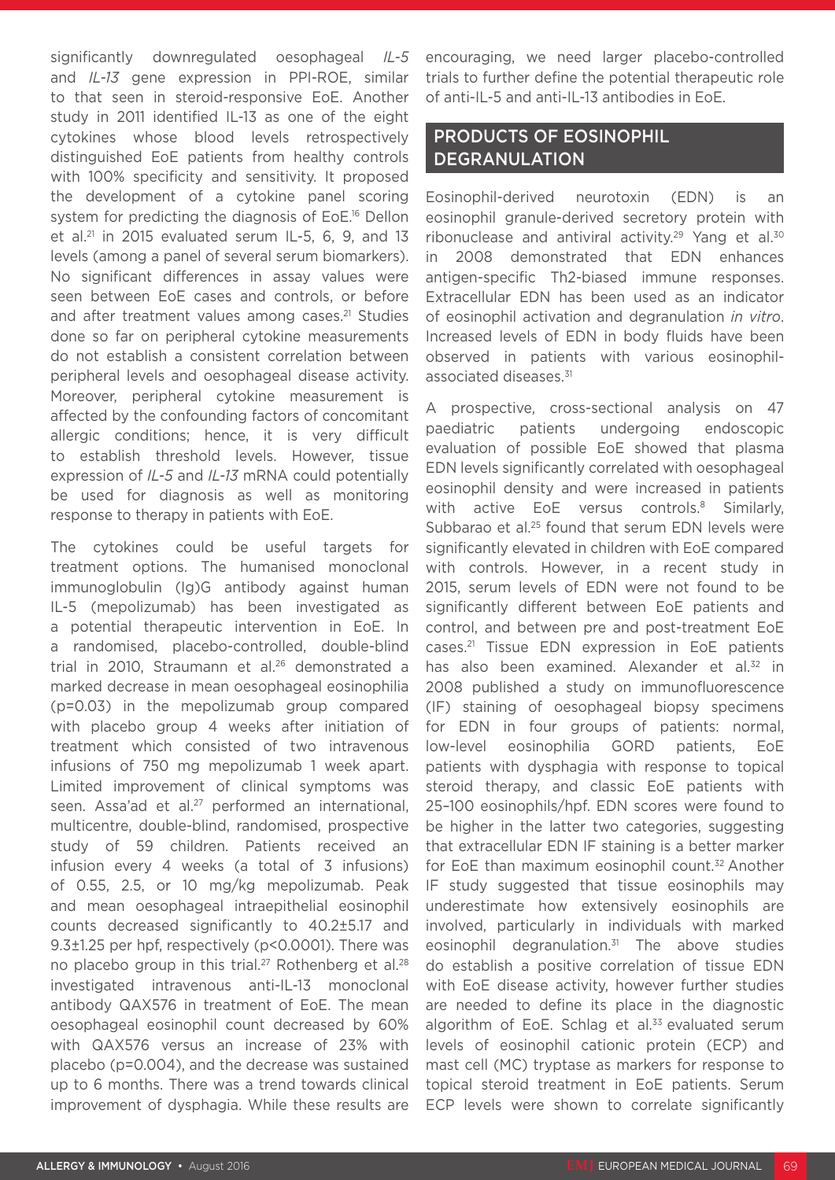significantly downregulated oesophageal *IL-5* and *IL-13* gene expression in PPI-ROE, similar to that seen in steroid-responsive EoE. Another study in 2011 identified IL-13 as one of the eight cytokines whose blood levels retrospectively distinguished EoE patients from healthy controls with 100% specificity and sensitivity. It proposed the development of a cytokine panel scoring system for predicting the diagnosis of EoE.[16] Dellon et al.[21] in 2015 evaluated serum IL-5, 6, 9, and 13 levels (among a panel of several serum biomarkers). No significant differences in assay values were seen between EoE cases and controls, or before and after treatment values among cases.[21] Studies done so far on peripheral cytokine measurements do not establish a consistent correlation between peripheral levels and oesophageal disease activity. Moreover, peripheral cytokine measurement is affected by the confounding factors of concomitant allergic conditions; hence, it is very difficult to establish threshold levels. However, tissue expression of *IL-5* and *IL-13* mRNA could potentially be used for diagnosis as well as monitoring response to therapy in patients with EoE.

The cytokines could be useful targets for treatment options. The humanised monoclonal immunoglobulin (Ig)G antibody against human IL-5 (mepolizumab) has been investigated as a potential therapeutic intervention in EoE. In a randomised, placebo-controlled, double-blind trial in 2010, Straumann et al.[26] demonstrated a marked decrease in mean oesophageal eosinophilia ($p=0.03$) in the mepolizumab group compared with placebo group 4 weeks after initiation of treatment which consisted of two intravenous infusions of 750 mg mepolizumab 1 week apart. Limited improvement of clinical symptoms was seen. Assa'ad et al.[27] performed an international, multicentre, double-blind, randomised, prospective study of 59 children. Patients received an infusion every 4 weeks (a total of 3 infusions) of 0.55, 2.5, or 10 mg/kg mepolizumab. Peak and mean oesophageal intraepithelial eosinophil counts decreased significantly to 40.2±5.17 and 9.3±1.25 per hpf, respectively ($p<0.0001$). There was no placebo group in this trial.[27] Rothenberg et al.[28] investigated intravenous anti-IL-13 monoclonal antibody QAX576 in treatment of EoE. The mean oesophageal eosinophil count decreased by 60% with QAX576 versus an increase of 23% with placebo ($p=0.004$), and the decrease was sustained up to 6 months. There was a trend towards clinical improvement of dysphagia. While these results are encouraging, we need larger placebo-controlled trials to further define the potential therapeutic role of anti-IL-5 and anti-IL-13 antibodies in EoE.

## PRODUCTS OF EOSINOPHIL DEGRANULATION

Eosinophil-derived neurotoxin (EDN) is an eosinophil granule-derived secretory protein with ribonuclease and antiviral activity.[29] Yang et al.[30] in 2008 demonstrated that EDN enhances antigen-specific Th2-biased immune responses. Extracellular EDN has been used as an indicator of eosinophil activation and degranulation *in vitro*. Increased levels of EDN in body fluids have been observed in patients with various eosinophil-associated diseases.[31]

A prospective, cross-sectional analysis on 47 paediatric patients undergoing endoscopic evaluation of possible EoE showed that plasma EDN levels significantly correlated with oesophageal eosinophil density and were increased in patients with active EoE versus controls.[8] Similarly, Subbarao et al.[25] found that serum EDN levels were significantly elevated in children with EoE compared with controls. However, in a recent study in 2015, serum levels of EDN were not found to be significantly different between EoE patients and control, and between pre and post-treatment EoE cases.[21] Tissue EDN expression in EoE patients has also been examined. Alexander et al.[32] in 2008 published a study on immunofluorescence (IF) staining of oesophageal biopsy specimens for EDN in four groups of patients: normal, low-level eosinophilia GORD patients, EoE patients with dysphagia with response to topical steroid therapy, and classic EoE patients with 25–100 eosinophils/hpf. EDN scores were found to be higher in the latter two categories, suggesting that extracellular EDN IF staining is a better marker for EoE than maximum eosinophil count.[32] Another IF study suggested that tissue eosinophils may underestimate how extensively eosinophils are involved, particularly in individuals with marked eosinophil degranulation.[31] The above studies do establish a positive correlation of tissue EDN with EoE disease activity, however further studies are needed to define its place in the diagnostic algorithm of EoE. Schlag et al.[33] evaluated serum levels of eosinophil cationic protein (ECP) and mast cell (MC) tryptase as markers for response to topical steroid treatment in EoE patients. Serum ECP levels were shown to correlate significantly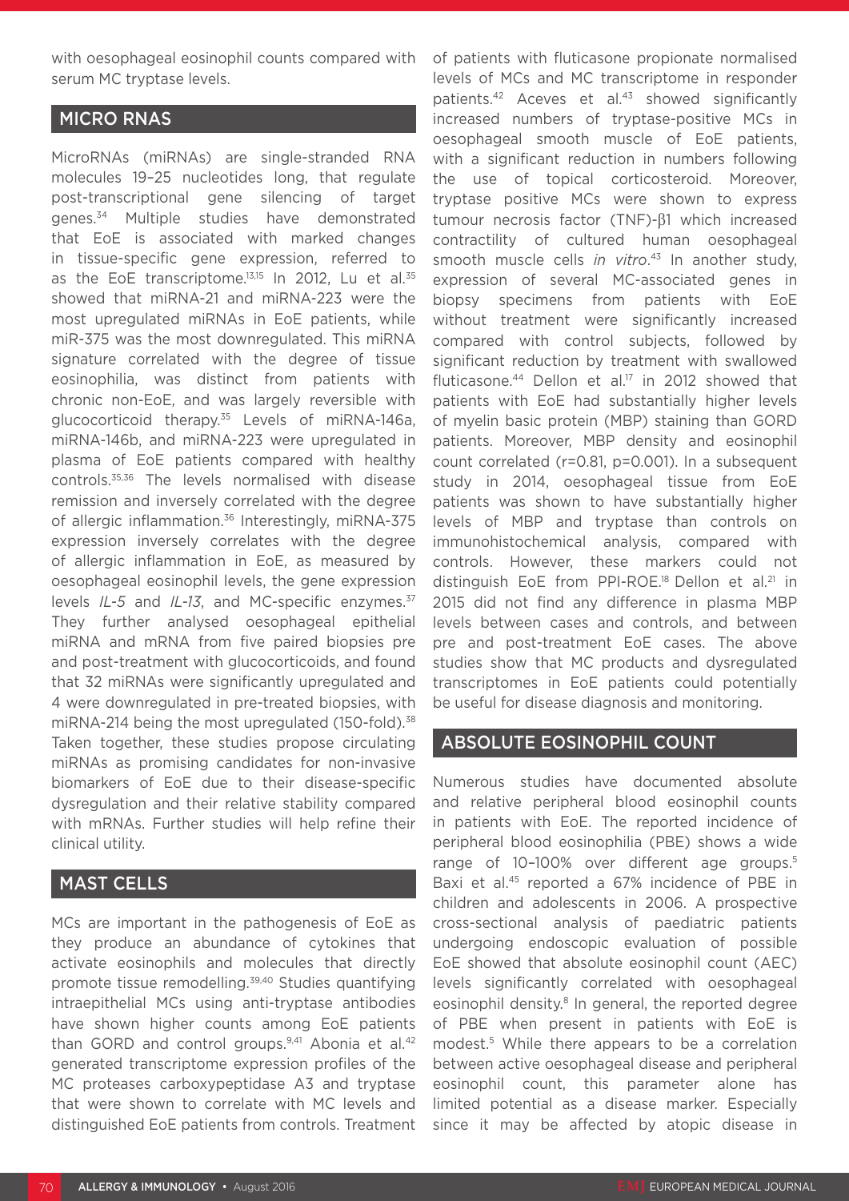with oesophageal eosinophil counts compared with serum MC tryptase levels.

## MICRO RNAS

MicroRNAs (miRNAs) are single-stranded RNA molecules 19–25 nucleotides long, that regulate post-transcriptional gene silencing of target genes.[34] Multiple studies have demonstrated that EoE is associated with marked changes in tissue-specific gene expression, referred to as the EoE transcriptome.[13,15] In 2012, Lu et al.[35] showed that miRNA-21 and miRNA-223 were the most upregulated miRNAs in EoE patients, while miR-375 was the most downregulated. This miRNA signature correlated with the degree of tissue eosinophilia, was distinct from patients with chronic non-EoE, and was largely reversible with glucocorticoid therapy.[35] Levels of miRNA-146a, miRNA-146b, and miRNA-223 were upregulated in plasma of EoE patients compared with healthy controls.[35,36] The levels normalised with disease remission and inversely correlated with the degree of allergic inflammation.[36] Interestingly, miRNA-375 expression inversely correlates with the degree of allergic inflammation in EoE, as measured by oesophageal eosinophil levels, the gene expression levels *IL-5* and *IL-13*, and MC-specific enzymes.[37] They further analysed oesophageal epithelial miRNA and mRNA from five paired biopsies pre and post-treatment with glucocorticoids, and found that 32 miRNAs were significantly upregulated and 4 were downregulated in pre-treated biopsies, with miRNA-214 being the most upregulated (150-fold).[38] Taken together, these studies propose circulating miRNAs as promising candidates for non-invasive biomarkers of EoE due to their disease-specific dysregulation and their relative stability compared with mRNAs. Further studies will help refine their clinical utility.

## MAST CELLS

MCs are important in the pathogenesis of EoE as they produce an abundance of cytokines that activate eosinophils and molecules that directly promote tissue remodelling.[39,40] Studies quantifying intraepithelial MCs using anti-tryptase antibodies have shown higher counts among EoE patients than GORD and control groups.[9,41] Abonia et al.[42] generated transcriptome expression profiles of the MC proteases carboxypeptidase A3 and tryptase that were shown to correlate with MC levels and distinguished EoE patients from controls. Treatment of patients with fluticasone propionate normalised levels of MCs and MC transcriptome in responder patients.[42] Aceves et al.[43] showed significantly increased numbers of tryptase-positive MCs in oesophageal smooth muscle of EoE patients, with a significant reduction in numbers following the use of topical corticosteroid. Moreover, tryptase positive MCs were shown to express tumour necrosis factor (TNF)-β1 which increased contractility of cultured human oesophageal smooth muscle cells *in vitro*.[43] In another study, expression of several MC-associated genes in biopsy specimens from patients with EoE without treatment were significantly increased compared with control subjects, followed by significant reduction by treatment with swallowed fluticasone.[44] Dellon et al.[17] in 2012 showed that patients with EoE had substantially higher levels of myelin basic protein (MBP) staining than GORD patients. Moreover, MBP density and eosinophil count correlated ($r=0.81$, $p=0.001$). In a subsequent study in 2014, oesophageal tissue from EoE patients was shown to have substantially higher levels of MBP and tryptase than controls on immunohistochemical analysis, compared with controls. However, these markers could not distinguish EoE from PPI-ROE.[18] Dellon et al.[21] in 2015 did not find any difference in plasma MBP levels between cases and controls, and between pre and post-treatment EoE cases. The above studies show that MC products and dysregulated transcriptomes in EoE patients could potentially be useful for disease diagnosis and monitoring.

## ABSOLUTE EOSINOPHIL COUNT

Numerous studies have documented absolute and relative peripheral blood eosinophil counts in patients with EoE. The reported incidence of peripheral blood eosinophilia (PBE) shows a wide range of 10–100% over different age groups.[5] Baxi et al.[45] reported a 67% incidence of PBE in children and adolescents in 2006. A prospective cross-sectional analysis of paediatric patients undergoing endoscopic evaluation of possible EoE showed that absolute eosinophil count (AEC) levels significantly correlated with oesophageal eosinophil density.[8] In general, the reported degree of PBE when present in patients with EoE is modest.[5] While there appears to be a correlation between active oesophageal disease and peripheral eosinophil count, this parameter alone has limited potential as a disease marker. Especially since it may be affected by atopic disease in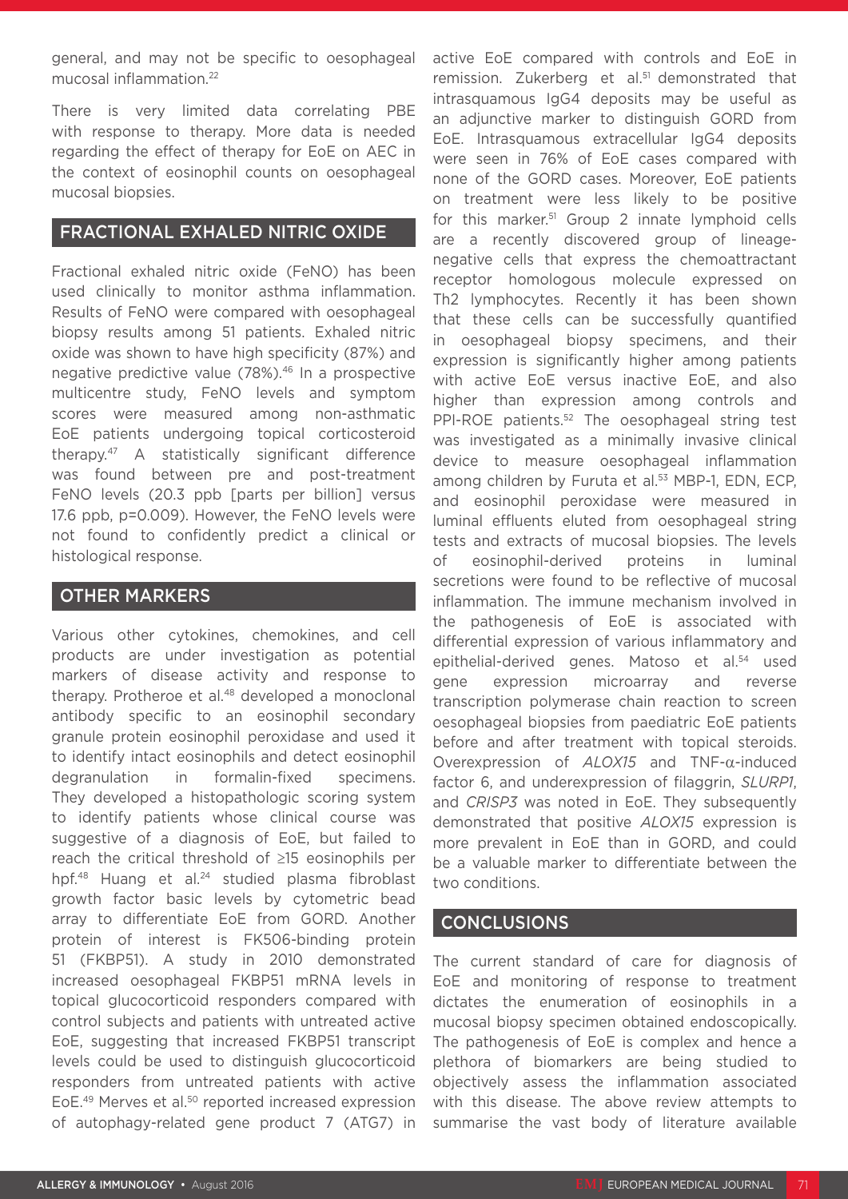general, and may not be specific to oesophageal mucosal inflammation.[22]

There is very limited data correlating PBE with response to therapy. More data is needed regarding the effect of therapy for EoE on AEC in the context of eosinophil counts on oesophageal mucosal biopsies.

## FRACTIONAL EXHALED NITRIC OXIDE

Fractional exhaled nitric oxide (FeNO) has been used clinically to monitor asthma inflammation. Results of FeNO were compared with oesophageal biopsy results among 51 patients. Exhaled nitric oxide was shown to have high specificity (87%) and negative predictive value (78%).[46] In a prospective multicentre study, FeNO levels and symptom scores were measured among non-asthmatic EoE patients undergoing topical corticosteroid therapy.[47] A statistically significant difference was found between pre and post-treatment FeNO levels (20.3 ppb [parts per billion] versus 17.6 ppb, p=0.009). However, the FeNO levels were not found to confidently predict a clinical or histological response.

## OTHER MARKERS

Various other cytokines, chemokines, and cell products are under investigation as potential markers of disease activity and response to therapy. Protheroe et al.[48] developed a monoclonal antibody specific to an eosinophil secondary granule protein eosinophil peroxidase and used it to identify intact eosinophils and detect eosinophil degranulation in formalin-fixed specimens. They developed a histopathologic scoring system to identify patients whose clinical course was suggestive of a diagnosis of EoE, but failed to reach the critical threshold of ≥15 eosinophils per hpf.[48] Huang et al.[24] studied plasma fibroblast growth factor basic levels by cytometric bead array to differentiate EoE from GORD. Another protein of interest is FK506-binding protein 51 (FKBP51). A study in 2010 demonstrated increased oesophageal FKBP51 mRNA levels in topical glucocorticoid responders compared with control subjects and patients with untreated active EoE, suggesting that increased FKBP51 transcript levels could be used to distinguish glucocorticoid responders from untreated patients with active EoE.[49] Merves et al.[50] reported increased expression of autophagy-related gene product 7 (ATG7) in active EoE compared with controls and EoE in remission. Zukerberg et al.[51] demonstrated that intrasquamous IgG4 deposits may be useful as an adjunctive marker to distinguish GORD from EoE. Intrasquamous extracellular IgG4 deposits were seen in 76% of EoE cases compared with none of the GORD cases. Moreover, EoE patients on treatment were less likely to be positive for this marker.[51] Group 2 innate lymphoid cells are a recently discovered group of lineage-negative cells that express the chemoattractant receptor homologous molecule expressed on Th2 lymphocytes. Recently it has been shown that these cells can be successfully quantified in oesophageal biopsy specimens, and their expression is significantly higher among patients with active EoE versus inactive EoE, and also higher than expression among controls and PPI-ROE patients.[52] The oesophageal string test was investigated as a minimally invasive clinical device to measure oesophageal inflammation among children by Furuta et al.[53] MBP-1, EDN, ECP, and eosinophil peroxidase were measured in luminal effluents eluted from oesophageal string tests and extracts of mucosal biopsies. The levels of eosinophil-derived proteins in luminal secretions were found to be reflective of mucosal inflammation. The immune mechanism involved in the pathogenesis of EoE is associated with differential expression of various inflammatory and epithelial-derived genes. Matoso et al.[54] used gene expression microarray and reverse transcription polymerase chain reaction to screen oesophageal biopsies from paediatric EoE patients before and after treatment with topical steroids. Overexpression of *ALOX15* and TNF-$\alpha$-induced factor 6, and underexpression of filaggrin, *SLURP1*, and *CRISP3* was noted in EoE. They subsequently demonstrated that positive *ALOX15* expression is more prevalent in EoE than in GORD, and could be a valuable marker to differentiate between the two conditions.

## CONCLUSIONS

The current standard of care for diagnosis of EoE and monitoring of response to treatment dictates the enumeration of eosinophils in a mucosal biopsy specimen obtained endoscopically. The pathogenesis of EoE is complex and hence a plethora of biomarkers are being studied to objectively assess the inflammation associated with this disease. The above review attempts to summarise the vast body of literature available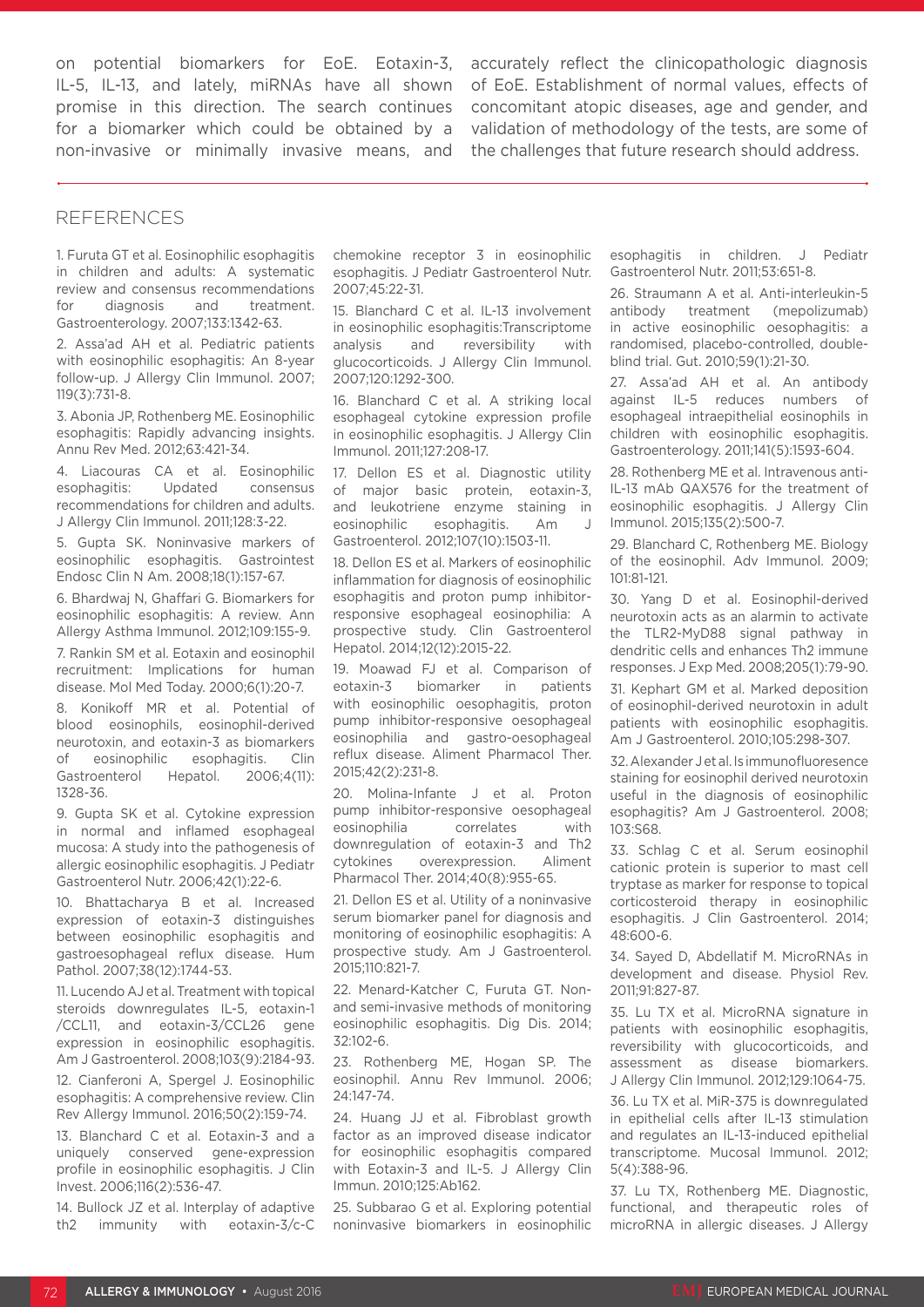on potential biomarkers for EoE. Eotaxin-3, IL-5, IL-13, and lately, miRNAs have all shown promise in this direction. The search continues for a biomarker which could be obtained by a non-invasive or minimally invasive means, and accurately reflect the clinicopathologic diagnosis of EoE. Establishment of normal values, effects of concomitant atopic diseases, age and gender, and validation of methodology of the tests, are some of the challenges that future research should address.

## REFERENCES

1. Furuta GT et al. Eosinophilic esophagitis in children and adults: A systematic review and consensus recommendations for diagnosis and treatment. Gastroenterology. 2007;133:1342-63.

2. Assa'ad AH et al. Pediatric patients with eosinophilic esophagitis: An 8-year follow-up. J Allergy Clin Immunol. 2007; 119(3):731-8.

3. Abonia JP, Rothenberg ME. Eosinophilic esophagitis: Rapidly advancing insights. Annu Rev Med. 2012;63:421-34.

4. Liacouras CA et al. Eosinophilic esophagitis: Updated consensus recommendations for children and adults. J Allergy Clin Immunol. 2011;128:3-22.

5. Gupta SK. Noninvasive markers of eosinophilic esophagitis. Gastrointest Endosc Clin N Am. 2008;18(1):157-67.

6. Bhardwaj N, Ghaffari G. Biomarkers for eosinophilic esophagitis: A review. Ann Allergy Asthma Immunol. 2012;109:155-9.

7. Rankin SM et al. Eotaxin and eosinophil recruitment: Implications for human disease. Mol Med Today. 2000;6(1):20-7.

8. Konikoff MR et al. Potential of blood eosinophils, eosinophil-derived neurotoxin, and eotaxin-3 as biomarkers of eosinophilic esophagitis. Clin Gastroenterol Hepatol. 2006;4(11): 1328-36.

9. Gupta SK et al. Cytokine expression in normal and inflamed esophageal mucosa: A study into the pathogenesis of allergic eosinophilic esophagitis. J Pediatr Gastroenterol Nutr. 2006;42(1):22-6.

10. Bhattacharya B et al. Increased expression of eotaxin-3 distinguishes between eosinophilic esophagitis and gastroesophageal reflux disease. Hum Pathol. 2007;38(12):1744-53.

11. Lucendo AJ et al. Treatment with topical steroids downregulates IL-5, eotaxin-1 /CCL11, and eotaxin-3/CCL26 gene expression in eosinophilic esophagitis. Am J Gastroenterol. 2008;103(9):2184-93.

12. Cianferoni A, Spergel J. Eosinophilic esophagitis: A comprehensive review. Clin Rev Allergy Immunol. 2016;50(2):159-74.

13. Blanchard C et al. Eotaxin-3 and a uniquely conserved gene-expression profile in eosinophilic esophagitis. J Clin Invest. 2006;116(2):536-47.

14. Bullock JZ et al. Interplay of adaptive th2 immunity with eotaxin-3/c-C chemokine receptor 3 in eosinophilic esophagitis. J Pediatr Gastroenterol Nutr. 2007;45:22-31.

15. Blanchard C et al. IL-13 involvement in eosinophilic esophagitis:Transcriptome analysis and reversibility with glucocorticoids. J Allergy Clin Immunol. 2007;120:1292-300.

16. Blanchard C et al. A striking local esophageal cytokine expression profile in eosinophilic esophagitis. J Allergy Clin Immunol. 2011;127:208-17.

17. Dellon ES et al. Diagnostic utility of major basic protein, eotaxin-3, and leukotriene enzyme staining in eosinophilic esophagitis. Am J Gastroenterol. 2012;107(10):1503-11.

18. Dellon ES et al. Markers of eosinophilic inflammation for diagnosis of eosinophilic esophagitis and proton pump inhibitor-responsive esophageal eosinophilia: A prospective study. Clin Gastroenterol Hepatol. 2014;12(12):2015-22.

19. Moawad FJ et al. Comparison of eotaxin-3 biomarker in patients with eosinophilic oesophagitis, proton pump inhibitor-responsive oesophageal eosinophilia and gastro-oesophageal reflux disease. Aliment Pharmacol Ther. 2015;42(2):231-8.

20. Molina-Infante J et al. Proton pump inhibitor-responsive oesophageal eosinophilia correlates with downregulation of eotaxin-3 and Th2 cytokines overexpression. Aliment Pharmacol Ther. 2014;40(8):955-65.

21. Dellon ES et al. Utility of a noninvasive serum biomarker panel for diagnosis and monitoring of eosinophilic esophagitis: A prospective study. Am J Gastroenterol. 2015;110:821-7.

22. Menard-Katcher C, Furuta GT. Non- and semi-invasive methods of monitoring eosinophilic esophagitis. Dig Dis. 2014; 32:102-6.

23. Rothenberg ME, Hogan SP. The eosinophil. Annu Rev Immunol. 2006; 24:147-74.

24. Huang JJ et al. Fibroblast growth factor as an improved disease indicator for eosinophilic esophagitis compared with Eotaxin-3 and IL-5. J Allergy Clin Immun. 2010;125:Ab162.

25. Subbarao G et al. Exploring potential noninvasive biomarkers in eosinophilic esophagitis in children. J Pediatr Gastroenterol Nutr. 2011;53:651-8.

26. Straumann A et al. Anti-interleukin-5 antibody treatment (mepolizumab) in active eosinophilic oesophagitis: a randomised, placebo-controlled, double-blind trial. Gut. 2010;59(1):21-30.

27. Assa'ad AH et al. An antibody against IL-5 reduces numbers of esophageal intraepithelial eosinophils in children with eosinophilic esophagitis. Gastroenterology. 2011;141(5):1593-604.

28. Rothenberg ME et al. Intravenous anti-IL-13 mAb QAX576 for the treatment of eosinophilic esophagitis. J Allergy Clin Immunol. 2015;135(2):500-7.

29. Blanchard C, Rothenberg ME. Biology of the eosinophil. Adv Immunol. 2009; 101:81-121.

30. Yang D et al. Eosinophil-derived neurotoxin acts as an alarmin to activate the TLR2-MyD88 signal pathway in dendritic cells and enhances Th2 immune responses. J Exp Med. 2008;205(1):79-90.

31. Kephart GM et al. Marked deposition of eosinophil-derived neurotoxin in adult patients with eosinophilic esophagitis. Am J Gastroenterol. 2010;105:298-307.

32. Alexander J et al. Is immunofluoresence staining for eosinophil derived neurotoxin useful in the diagnosis of eosinophilic esophagitis? Am J Gastroenterol. 2008; 103:S68.

33. Schlag C et al. Serum eosinophil cationic protein is superior to mast cell tryptase as marker for response to topical corticosteroid therapy in eosinophilic esophagitis. J Clin Gastroenterol. 2014; 48:600-6.

34. Sayed D, Abdellatif M. MicroRNAs in development and disease. Physiol Rev. 2011;91:827-87.

35. Lu TX et al. MicroRNA signature in patients with eosinophilic esophagitis, reversibility with glucocorticoids, and assessment as disease biomarkers. J Allergy Clin Immunol. 2012;129:1064-75.

36. Lu TX et al. MiR-375 is downregulated in epithelial cells after IL-13 stimulation and regulates an IL-13-induced epithelial transcriptome. Mucosal Immunol. 2012; 5(4):388-96.

37. Lu TX, Rothenberg ME. Diagnostic, functional, and therapeutic roles of microRNA in allergic diseases. J Allergy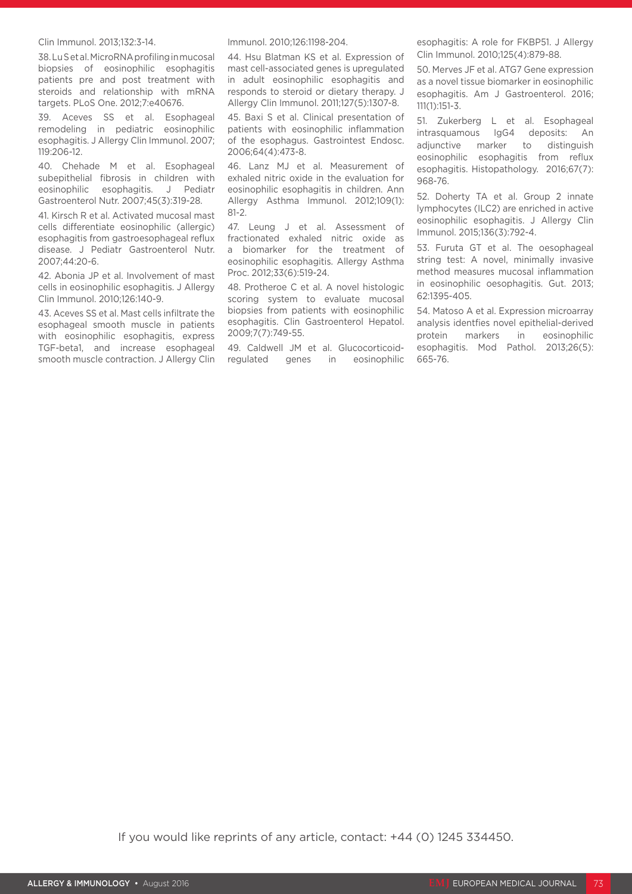Clin Immunol. 2013;132:3-14.

38. Lu S et al. MicroRNA profiling in mucosal biopsies of eosinophilic esophagitis patients pre and post treatment with steroids and relationship with mRNA targets. PLoS One. 2012;7:e40676.

39. Aceves SS et al. Esophageal remodeling in pediatric eosinophilic esophagitis. J Allergy Clin Immunol. 2007; 119:206-12.

40. Chehade M et al. Esophageal subepithelial fibrosis in children with eosinophilic esophagitis. J Pediatr Gastroenterol Nutr. 2007;45(3):319-28.

41. Kirsch R et al. Activated mucosal mast cells differentiate eosinophilic (allergic) esophagitis from gastroesophageal reflux disease. J Pediatr Gastroenterol Nutr. 2007;44:20-6.

42. Abonia JP et al. Involvement of mast cells in eosinophilic esophagitis. J Allergy Clin Immunol. 2010;126:140-9.

43. Aceves SS et al. Mast cells infiltrate the esophageal smooth muscle in patients with eosinophilic esophagitis, express TGF-beta1, and increase esophageal smooth muscle contraction. J Allergy Clin Immunol. 2010;126:1198-204.

44. Hsu Blatman KS et al. Expression of mast cell-associated genes is upregulated in adult eosinophilic esophagitis and responds to steroid or dietary therapy. J Allergy Clin Immunol. 2011;127(5):1307-8.

45. Baxi S et al. Clinical presentation of patients with eosinophilic inflammation of the esophagus. Gastrointest Endosc. 2006;64(4):473-8.

46. Lanz MJ et al. Measurement of exhaled nitric oxide in the evaluation for eosinophilic esophagitis in children. Ann Allergy Asthma Immunol. 2012;109(1): 81-2.

47. Leung J et al. Assessment of fractionated exhaled nitric oxide as a biomarker for the treatment of eosinophilic esophagitis. Allergy Asthma Proc. 2012;33(6):519-24.

48. Protheroe C et al. A novel histologic scoring system to evaluate mucosal biopsies from patients with eosinophilic esophagitis. Clin Gastroenterol Hepatol. 2009;7(7):749-55.

49. Caldwell JM et al. Glucocorticoid-regulated genes in eosinophilic esophagitis: A role for FKBP51. J Allergy Clin Immunol. 2010;125(4):879-88.

50. Merves JF et al. ATG7 Gene expression as a novel tissue biomarker in eosinophilic esophagitis. Am J Gastroenterol. 2016; 111(1):151-3.

51. Zukerberg L et al. Esophageal intrasquamous IgG4 deposits: An adjunctive marker to distinguish eosinophilic esophagitis from reflux esophagitis. Histopathology. 2016;67(7): 968-76.

52. Doherty TA et al. Group 2 innate lymphocytes (ILC2) are enriched in active eosinophilic esophagitis. J Allergy Clin Immunol. 2015;136(3):792-4.

53. Furuta GT et al. The oesophageal string test: A novel, minimally invasive method measures mucosal inflammation in eosinophilic oesophagitis. Gut. 2013; 62:1395-405.

54. Matoso A et al. Expression microarray analysis identfies novel epithelial-derived protein markers in eosinophilic esophagitis. Mod Pathol. 2013;26(5): 665-76.

If you would like reprints of any article, contact: +44 (0) 1245 334450.